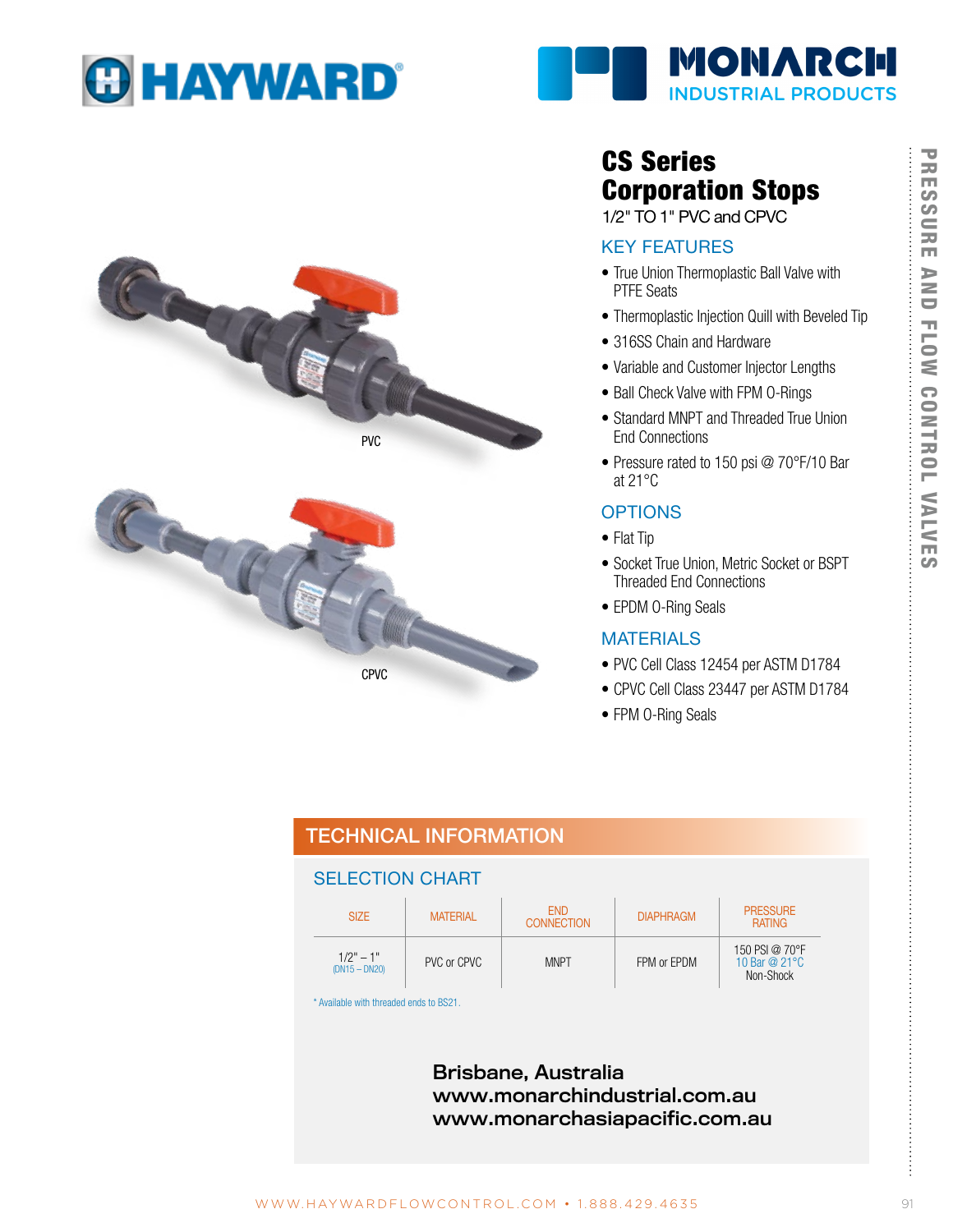HAYWARD

MONARCH INDUSTRIAL PRODUCTS

PVC

CPVC

# CS Series Corporation Stops

1/2" TO 1" PVC and CPVC

## KEY FEATURES

- True Union Thermoplastic Ball Valve with PTFE Seats
- Thermoplastic Injection Quill with Beveled Tip
- 316SS Chain and Hardware
- Variable and Customer Injector Lengths
- Ball Check Valve with FPM O-Rings
- Standard MNPT and Threaded True Union End Connections
- Pressure rated to 150 psi @ 70°F/10 Bar at 21°C

## OPTIONS

- Flat Tip
- Socket True Union, Metric Socket or BSPT Threaded End Connections
- EPDM O-Ring Seals

## MATERIALS

- PVC Cell Class 12454 per ASTM D1784
- CPVC Cell Class 23447 per ASTM D1784
- FPM O-Ring Seals

PRESSURE AND FLOW CONTROL VALVES

## TECHNICAL INFORMATION

### SELECTION CHART

| SIZE | MATERIAL | END CONNECTION | DIAPHRAGM | PRESSURE RATING |
|---|---|---|---|---|
| 1/2" – 1" (DN15 – DN20) | PVC or CPVC | MNPT | FPM or EPDM | 150 PSI @ 70°F 10 Bar @ 21°C Non-Shock |

* Available with threaded ends to BS21.

**Brisbane, Australia**
**www.monarchindustrial.com.au**
**www.monarchasiapacific.com.au**

WWW.HAYWARDFLOWCONTROL.COM • 1.888.429.4635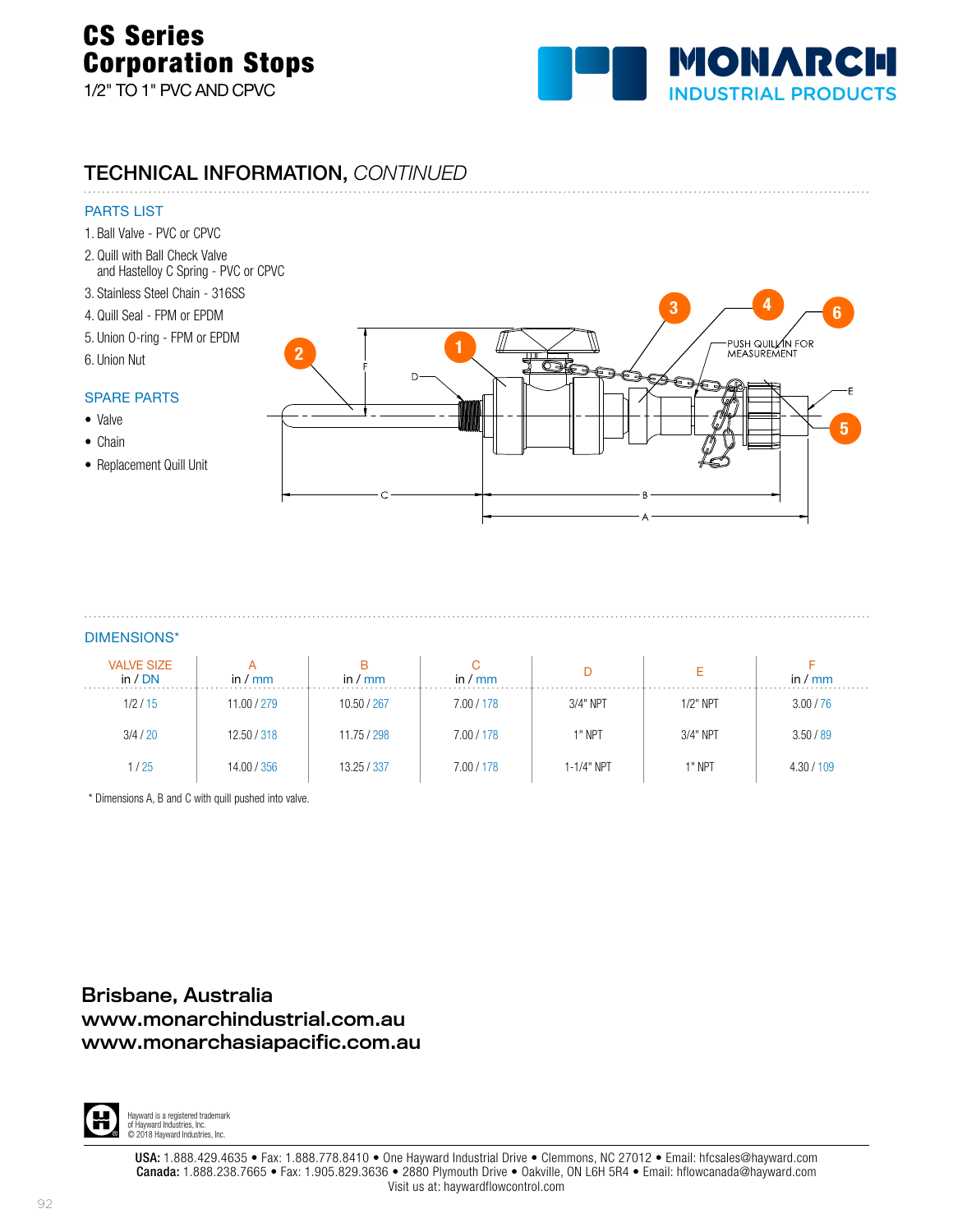# CS Series Corporation Stops

1/2" TO 1" PVC AND CPVC

MONARCH INDUSTRIAL PRODUCTS

## TECHNICAL INFORMATION, *CONTINUED*

### PARTS LIST

1. Ball Valve - PVC or CPVC
2. Quill with Ball Check Valve and Hastelloy C Spring - PVC or CPVC
3. Stainless Steel Chain - 316SS
4. Quill Seal - FPM or EPDM
5. Union O-ring - FPM or EPDM
6. Union Nut

### SPARE PARTS

- Valve
- Chain
- Replacement Quill Unit

PUSH QUILL IN FOR MEASUREMENT

### DIMENSIONS*

| VALVE SIZE in / DN | A in / mm | B in / mm | C in / mm | D | E | F in / mm |
|---|---|---|---|---|---|---|
| 1/2 / 15 | 11.00 / 279 | 10.50 / 267 | 7.00 / 178 | 3/4" NPT | 1/2" NPT | 3.00 / 76 |
| 3/4 / 20 | 12.50 / 318 | 11.75 / 298 | 7.00 / 178 | 1" NPT | 3/4" NPT | 3.50 / 89 |
| 1 / 25 | 14.00 / 356 | 13.25 / 337 | 7.00 / 178 | 1-1/4" NPT | 1" NPT | 4.30 / 109 |

* Dimensions A, B and C with quill pushed into valve.

**Brisbane, Australia**
**www.monarchindustrial.com.au**
**www.monarchasiapacific.com.au**

Hayward is a registered trademark of Hayward Industries, Inc.
© 2018 Hayward Industries, Inc.

**USA:** 1.888.429.4635 • Fax: 1.888.778.8410 • One Hayward Industrial Drive • Clemmons, NC 27012 • Email: hfcsales@hayward.com
**Canada:** 1.888.238.7665 • Fax: 1.905.829.3636 • 2880 Plymouth Drive • Oakville, ON L6H 5R4 • Email: hflowcanada@hayward.com
Visit us at: haywardflowcontrol.com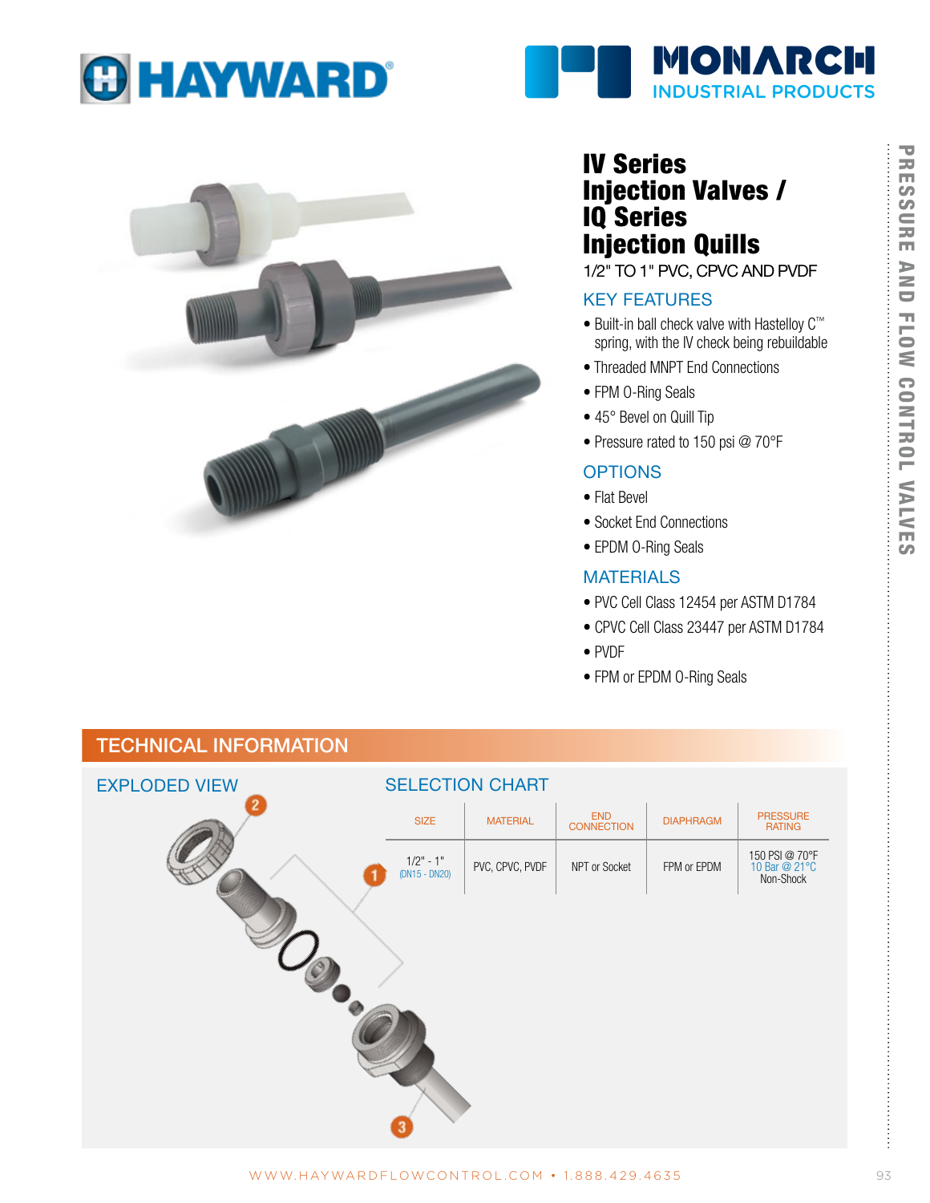HAYWARD®

MONARCH INDUSTRIAL PRODUCTS

# IV Series Injection Valves / IQ Series Injection Quills

1/2" TO 1" PVC, CPVC AND PVDF

## KEY FEATURES

- Built-in ball check valve with Hastelloy C™ spring, with the IV check being rebuildable
- Threaded MNPT End Connections
- FPM O-Ring Seals
- 45° Bevel on Quill Tip
- Pressure rated to 150 psi @ 70°F

## OPTIONS

- Flat Bevel
- Socket End Connections
- EPDM O-Ring Seals

## MATERIALS

- PVC Cell Class 12454 per ASTM D1784
- CPVC Cell Class 23447 per ASTM D1784
- PVDF
- FPM or EPDM O-Ring Seals

PRESSURE AND FLOW CONTROL VALVES

## TECHNICAL INFORMATION

### EXPLODED VIEW

2

1

3

### SELECTION CHART

| SIZE | MATERIAL | END CONNECTION | DIAPHRAGM | PRESSURE RATING |
|---|---|---|---|---|
| 1/2" - 1" (DN15 - DN20) | PVC, CPVC, PVDF | NPT or Socket | FPM or EPDM | 150 PSI @ 70°F 10 Bar @ 21°C Non-Shock |

WWW.HAYWARDFLOWCONTROL.COM • 1.888.429.4635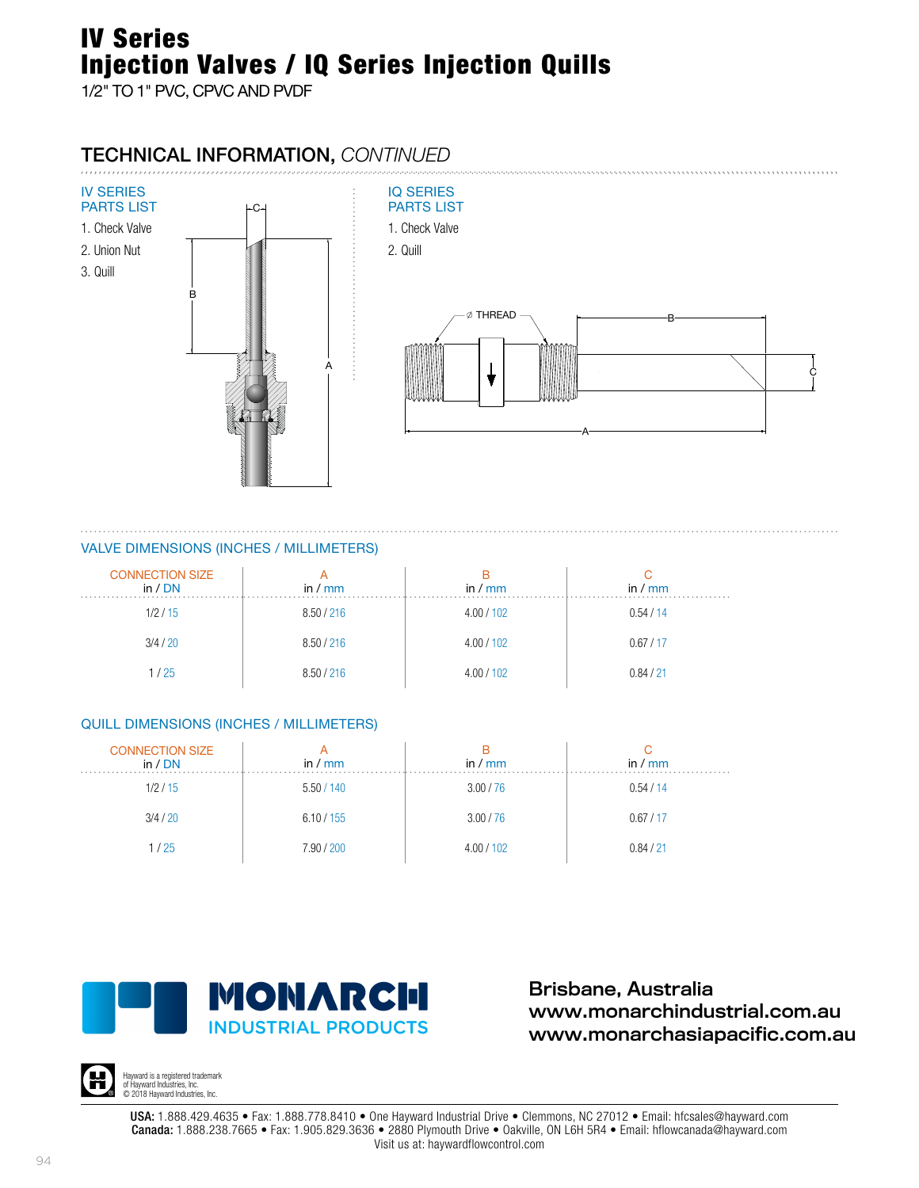# IV Series
# Injection Valves / IQ Series Injection Quills

1/2" TO 1" PVC, CPVC AND PVDF

## TECHNICAL INFORMATION, *CONTINUED*

### IV SERIES PARTS LIST

1. Check Valve
2. Union Nut
3. Quill

C

B

A

### IQ SERIES PARTS LIST

1. Check Valve
2. Quill

⌀ THREAD

B

C

A

### VALVE DIMENSIONS (INCHES / MILLIMETERS)

| CONNECTION SIZE in / DN | A in / mm | B in / mm | C in / mm |
|---|---|---|---|
| 1/2 / 15 | 8.50 / 216 | 4.00 / 102 | 0.54 / 14 |
| 3/4 / 20 | 8.50 / 216 | 4.00 / 102 | 0.67 / 17 |
| 1 / 25 | 8.50 / 216 | 4.00 / 102 | 0.84 / 21 |

### QUILL DIMENSIONS (INCHES / MILLIMETERS)

| CONNECTION SIZE in / DN | A in / mm | B in / mm | C in / mm |
|---|---|---|---|
| 1/2 / 15 | 5.50 / 140 | 3.00 / 76 | 0.54 / 14 |
| 3/4 / 20 | 6.10 / 155 | 3.00 / 76 | 0.67 / 17 |
| 1 / 25 | 7.90 / 200 | 4.00 / 102 | 0.84 / 21 |

MONARCH INDUSTRIAL PRODUCTS

**Brisbane, Australia**
**www.monarchindustrial.com.au**
**www.monarchasiapacific.com.au**

Hayward is a registered trademark of Hayward Industries, Inc.
© 2018 Hayward Industries, Inc.

**USA:** 1.888.429.4635 • Fax: 1.888.778.8410 • One Hayward Industrial Drive • Clemmons, NC 27012 • Email: hfcsales@hayward.com
**Canada:** 1.888.238.7665 • Fax: 1.905.829.3636 • 2880 Plymouth Drive • Oakville, ON L6H 5R4 • Email: hflowcanada@hayward.com
Visit us at: haywardflowcontrol.com